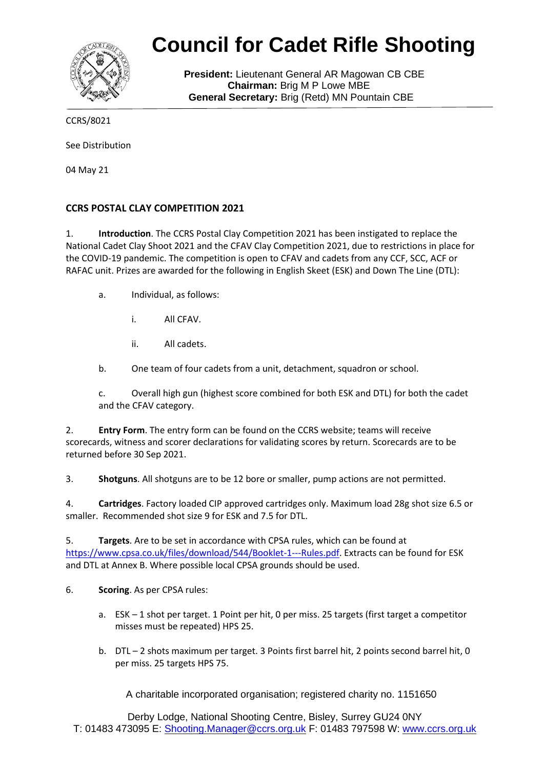# Council for Cadet Rifle Shooting

**President:** Lieutenant General AR Magowan CB CBE
**Chairman:** Brig M P Lowe MBE
**General Secretary:** Brig (Retd) MN Pountain CBE

CCRS/8021

See Distribution

04 May 21

**CCRS POSTAL CLAY COMPETITION 2021**

1. **Introduction**. The CCRS Postal Clay Competition 2021 has been instigated to replace the National Cadet Clay Shoot 2021 and the CFAV Clay Competition 2021, due to restrictions in place for the COVID-19 pandemic. The competition is open to CFAV and cadets from any CCF, SCC, ACF or RAFAC unit. Prizes are awarded for the following in English Skeet (ESK) and Down The Line (DTL):

   a. Individual, as follows:

      i. All CFAV.

      ii. All cadets.

   b. One team of four cadets from a unit, detachment, squadron or school.

   c. Overall high gun (highest score combined for both ESK and DTL) for both the cadet and the CFAV category.

2. **Entry Form**. The entry form can be found on the CCRS website; teams will receive scorecards, witness and scorer declarations for validating scores by return. Scorecards are to be returned before 30 Sep 2021.

3. **Shotguns**. All shotguns are to be 12 bore or smaller, pump actions are not permitted.

4. **Cartridges**. Factory loaded CIP approved cartridges only. Maximum load 28g shot size 6.5 or smaller. Recommended shot size 9 for ESK and 7.5 for DTL.

5. **Targets**. Are to be set in accordance with CPSA rules, which can be found at https://www.cpsa.co.uk/files/download/544/Booklet-1---Rules.pdf. Extracts can be found for ESK and DTL at Annex B. Where possible local CPSA grounds should be used.

6. **Scoring**. As per CPSA rules:

   a. ESK – 1 shot per target. 1 Point per hit, 0 per miss. 25 targets (first target a competitor misses must be repeated) HPS 25.

   b. DTL – 2 shots maximum per target. 3 Points first barrel hit, 2 points second barrel hit, 0 per miss. 25 targets HPS 75.

A charitable incorporated organisation; registered charity no. 1151650

Derby Lodge, National Shooting Centre, Bisley, Surrey GU24 0NY
T: 01483 473095 E: Shooting.Manager@ccrs.org.uk F: 01483 797598 W: www.ccrs.org.uk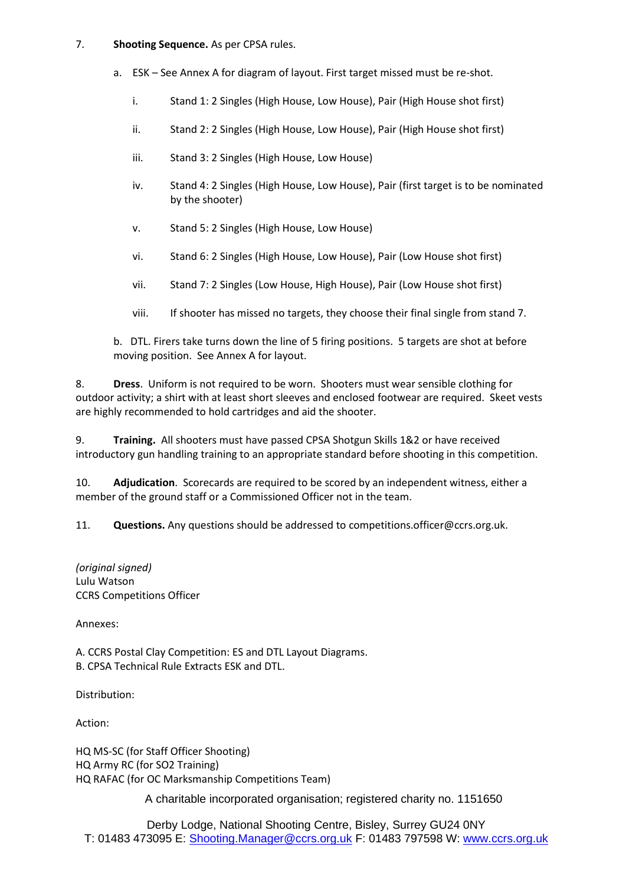7. **Shooting Sequence.** As per CPSA rules.

   a. ESK – See Annex A for diagram of layout. First target missed must be re-shot.

      i. Stand 1: 2 Singles (High House, Low House), Pair (High House shot first)

      ii. Stand 2: 2 Singles (High House, Low House), Pair (High House shot first)

      iii. Stand 3: 2 Singles (High House, Low House)

      iv. Stand 4: 2 Singles (High House, Low House), Pair (first target is to be nominated by the shooter)

      v. Stand 5: 2 Singles (High House, Low House)

      vi. Stand 6: 2 Singles (High House, Low House), Pair (Low House shot first)

      vii. Stand 7: 2 Singles (Low House, High House), Pair (Low House shot first)

      viii. If shooter has missed no targets, they choose their final single from stand 7.

   b. DTL. Firers take turns down the line of 5 firing positions. 5 targets are shot at before moving position. See Annex A for layout.

8. **Dress**. Uniform is not required to be worn. Shooters must wear sensible clothing for outdoor activity; a shirt with at least short sleeves and enclosed footwear are required. Skeet vests are highly recommended to hold cartridges and aid the shooter.

9. **Training.** All shooters must have passed CPSA Shotgun Skills 1&2 or have received introductory gun handling training to an appropriate standard before shooting in this competition.

10. **Adjudication**. Scorecards are required to be scored by an independent witness, either a member of the ground staff or a Commissioned Officer not in the team.

11. **Questions.** Any questions should be addressed to competitions.officer@ccrs.org.uk.

*(original signed)*
Lulu Watson
CCRS Competitions Officer

Annexes:

A. CCRS Postal Clay Competition: ES and DTL Layout Diagrams.
B. CPSA Technical Rule Extracts ESK and DTL.

Distribution:

Action:

HQ MS-SC (for Staff Officer Shooting)
HQ Army RC (for SO2 Training)
HQ RAFAC (for OC Marksmanship Competitions Team)

A charitable incorporated organisation; registered charity no. 1151650

Derby Lodge, National Shooting Centre, Bisley, Surrey GU24 0NY
T: 01483 473095 E: Shooting.Manager@ccrs.org.uk F: 01483 797598 W: www.ccrs.org.uk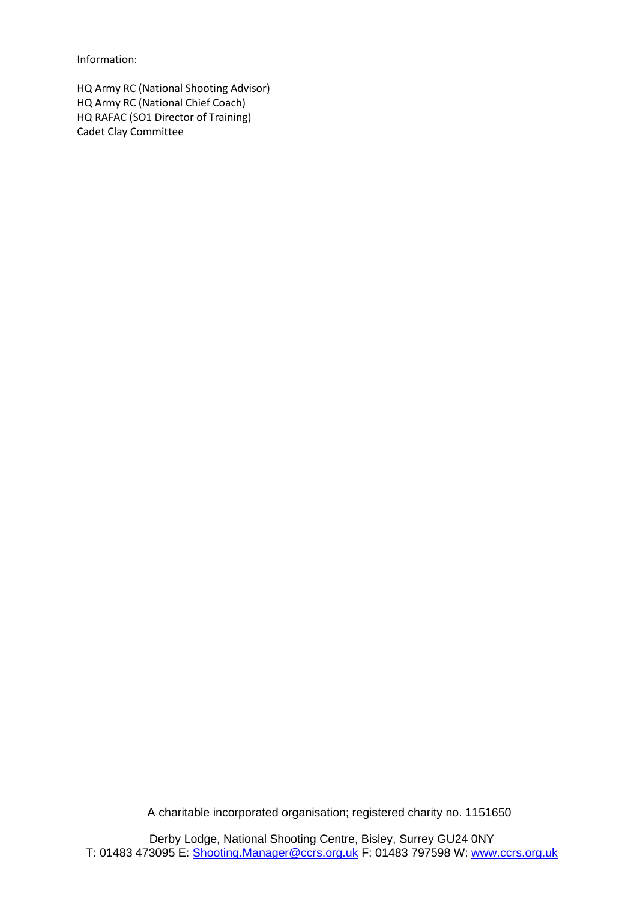Information:

HQ Army RC (National Shooting Advisor)
HQ Army RC (National Chief Coach)
HQ RAFAC (SO1 Director of Training)
Cadet Clay Committee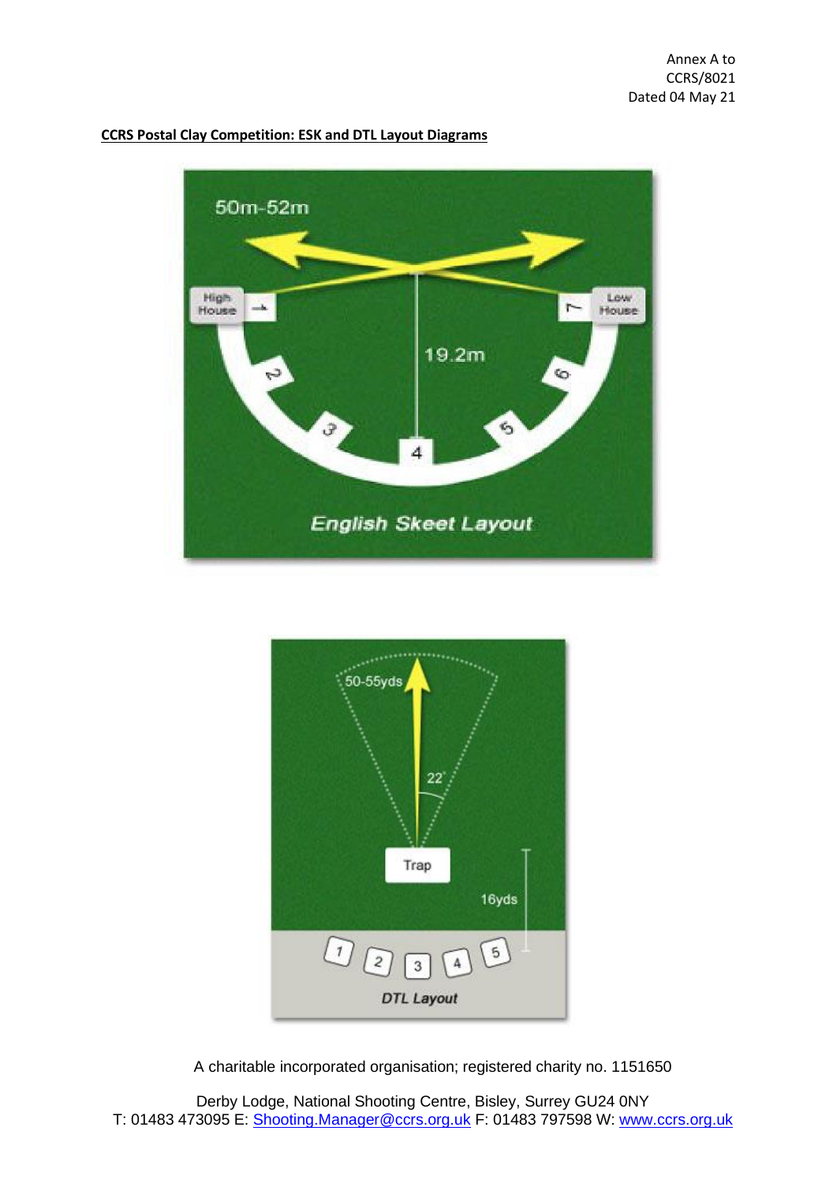Annex A to
CCRS/8021
Dated 04 May 21

**CCRS Postal Clay Competition: ESK and DTL Layout Diagrams**

50m-52m

High House

Low House

1

2

3

4

5

6

7

19.2m

English Skeet Layout

50-55yds

22°

Trap

16yds

1

2

3

4

5

DTL Layout

A charitable incorporated organisation; registered charity no. 1151650

Derby Lodge, National Shooting Centre, Bisley, Surrey GU24 0NY
T: 01483 473095 E: Shooting.Manager@ccrs.org.uk F: 01483 797598 W: www.ccrs.org.uk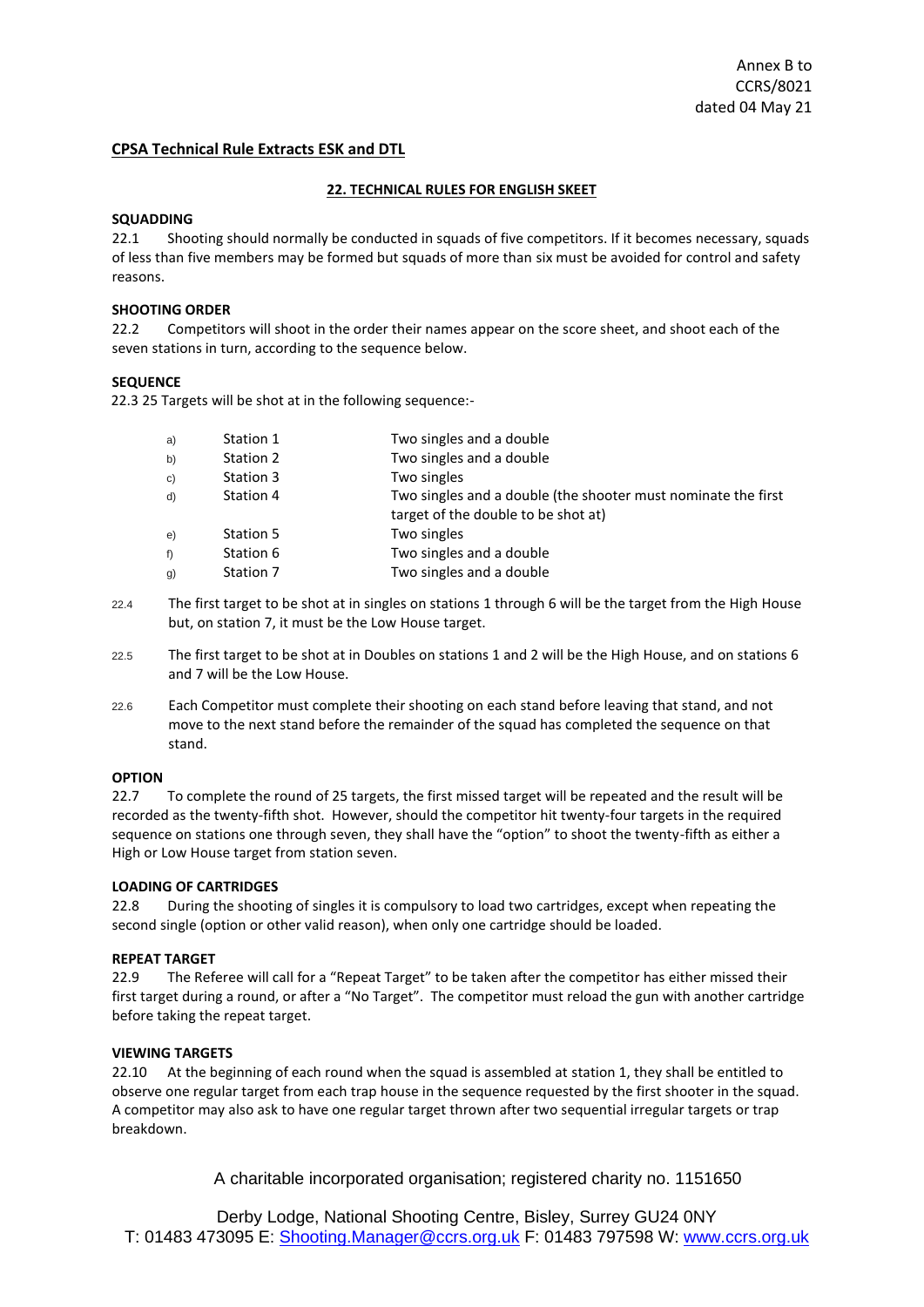Annex B to CCRS/8021 dated 04 May 21

**CPSA Technical Rule Extracts ESK and DTL**

## 22. TECHNICAL RULES FOR ENGLISH SKEET

### SQUADDING

22.1 Shooting should normally be conducted in squads of five competitors. If it becomes necessary, squads of less than five members may be formed but squads of more than six must be avoided for control and safety reasons.

### SHOOTING ORDER

22.2 Competitors will shoot in the order their names appear on the score sheet, and shoot each of the seven stations in turn, according to the sequence below.

### SEQUENCE

22.3 25 Targets will be shot at in the following sequence:-

| | | |
|---|---|---|
| a) | Station 1 | Two singles and a double |
| b) | Station 2 | Two singles and a double |
| c) | Station 3 | Two singles |
| d) | Station 4 | Two singles and a double (the shooter must nominate the first target of the double to be shot at) |
| e) | Station 5 | Two singles |
| f) | Station 6 | Two singles and a double |
| g) | Station 7 | Two singles and a double |

22.4 The first target to be shot at in singles on stations 1 through 6 will be the target from the High House but, on station 7, it must be the Low House target.

22.5 The first target to be shot at in Doubles on stations 1 and 2 will be the High House, and on stations 6 and 7 will be the Low House.

22.6 Each Competitor must complete their shooting on each stand before leaving that stand, and not move to the next stand before the remainder of the squad has completed the sequence on that stand.

### OPTION

22.7 To complete the round of 25 targets, the first missed target will be repeated and the result will be recorded as the twenty-fifth shot. However, should the competitor hit twenty-four targets in the required sequence on stations one through seven, they shall have the "option" to shoot the twenty-fifth as either a High or Low House target from station seven.

### LOADING OF CARTRIDGES

22.8 During the shooting of singles it is compulsory to load two cartridges, except when repeating the second single (option or other valid reason), when only one cartridge should be loaded.

### REPEAT TARGET

22.9 The Referee will call for a "Repeat Target" to be taken after the competitor has either missed their first target during a round, or after a "No Target". The competitor must reload the gun with another cartridge before taking the repeat target.

### VIEWING TARGETS

22.10 At the beginning of each round when the squad is assembled at station 1, they shall be entitled to observe one regular target from each trap house in the sequence requested by the first shooter in the squad. A competitor may also ask to have one regular target thrown after two sequential irregular targets or trap breakdown.

A charitable incorporated organisation; registered charity no. 1151650

Derby Lodge, National Shooting Centre, Bisley, Surrey GU24 0NY
T: 01483 473095 E: Shooting.Manager@ccrs.org.uk F: 01483 797598 W: www.ccrs.org.uk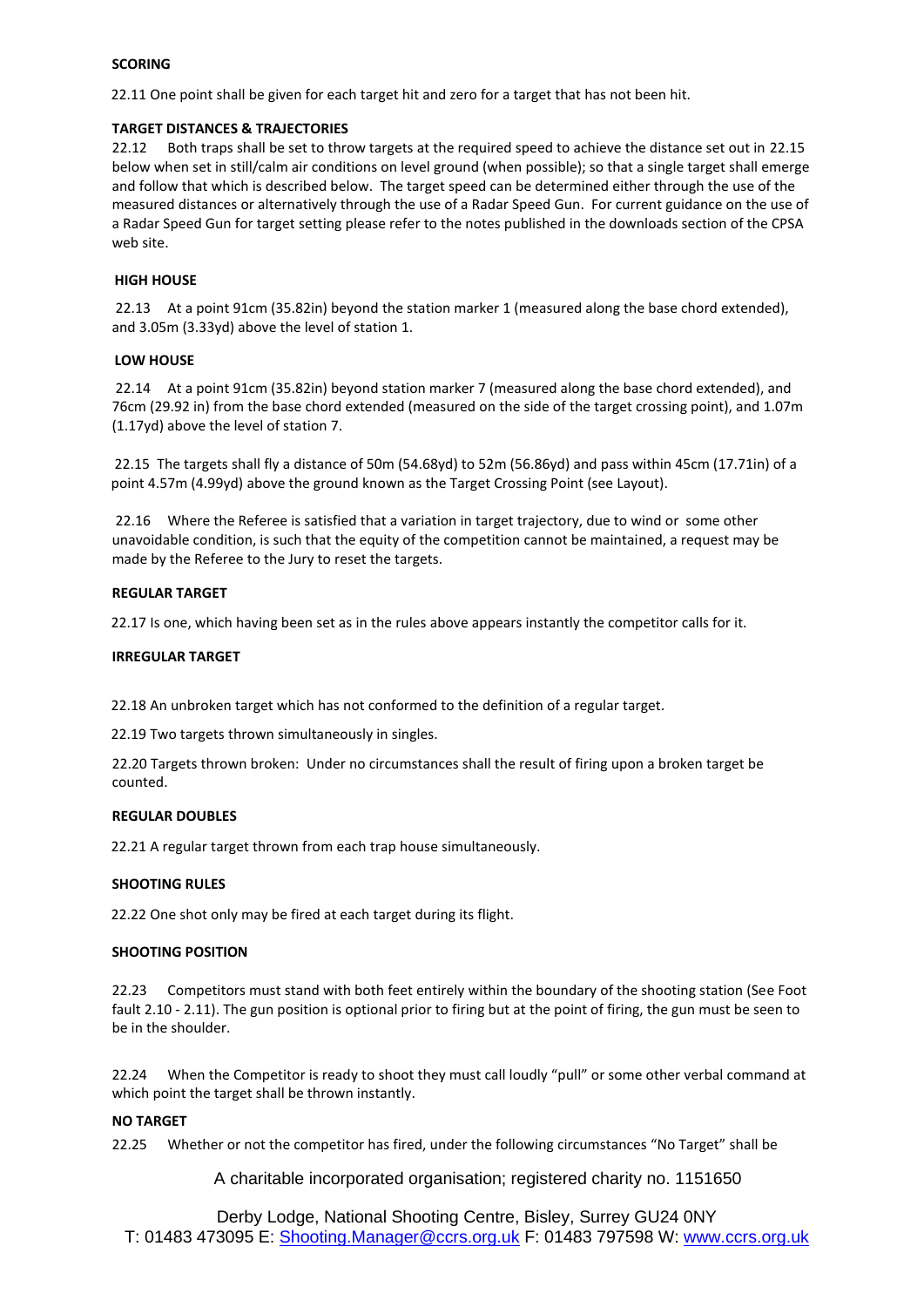**SCORING**

22.11 One point shall be given for each target hit and zero for a target that has not been hit.

**TARGET DISTANCES & TRAJECTORIES**

22.12 Both traps shall be set to throw targets at the required speed to achieve the distance set out in 22.15 below when set in still/calm air conditions on level ground (when possible); so that a single target shall emerge and follow that which is described below. The target speed can be determined either through the use of the measured distances or alternatively through the use of a Radar Speed Gun. For current guidance on the use of a Radar Speed Gun for target setting please refer to the notes published in the downloads section of the CPSA web site.

**HIGH HOUSE**

22.13 At a point 91cm (35.82in) beyond the station marker 1 (measured along the base chord extended), and 3.05m (3.33yd) above the level of station 1.

**LOW HOUSE**

22.14 At a point 91cm (35.82in) beyond station marker 7 (measured along the base chord extended), and 76cm (29.92 in) from the base chord extended (measured on the side of the target crossing point), and 1.07m (1.17yd) above the level of station 7.

22.15 The targets shall fly a distance of 50m (54.68yd) to 52m (56.86yd) and pass within 45cm (17.71in) of a point 4.57m (4.99yd) above the ground known as the Target Crossing Point (see Layout).

22.16 Where the Referee is satisfied that a variation in target trajectory, due to wind or some other unavoidable condition, is such that the equity of the competition cannot be maintained, a request may be made by the Referee to the Jury to reset the targets.

**REGULAR TARGET**

22.17 Is one, which having been set as in the rules above appears instantly the competitor calls for it.

**IRREGULAR TARGET**

22.18 An unbroken target which has not conformed to the definition of a regular target.

22.19 Two targets thrown simultaneously in singles.

22.20 Targets thrown broken: Under no circumstances shall the result of firing upon a broken target be counted.

**REGULAR DOUBLES**

22.21 A regular target thrown from each trap house simultaneously.

**SHOOTING RULES**

22.22 One shot only may be fired at each target during its flight.

**SHOOTING POSITION**

22.23 Competitors must stand with both feet entirely within the boundary of the shooting station (See Foot fault 2.10 - 2.11). The gun position is optional prior to firing but at the point of firing, the gun must be seen to be in the shoulder.

22.24 When the Competitor is ready to shoot they must call loudly "pull" or some other verbal command at which point the target shall be thrown instantly.

**NO TARGET**

22.25 Whether or not the competitor has fired, under the following circumstances "No Target" shall be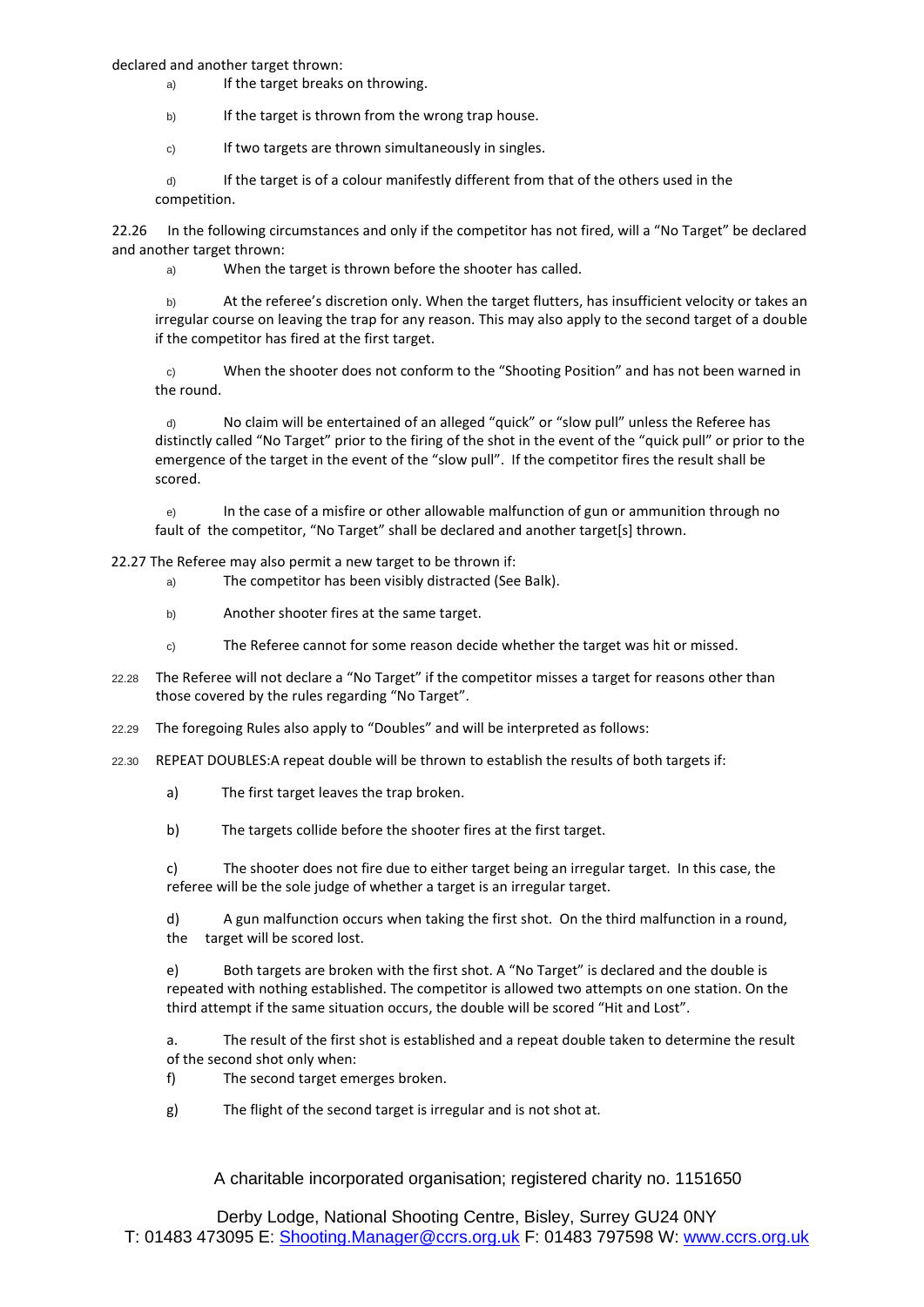declared and another target thrown:

a) If the target breaks on throwing.

b) If the target is thrown from the wrong trap house.

c) If two targets are thrown simultaneously in singles.

d) If the target is of a colour manifestly different from that of the others used in the competition.

22.26 In the following circumstances and only if the competitor has not fired, will a "No Target" be declared and another target thrown:

a) When the target is thrown before the shooter has called.

b) At the referee's discretion only. When the target flutters, has insufficient velocity or takes an irregular course on leaving the trap for any reason. This may also apply to the second target of a double if the competitor has fired at the first target.

c) When the shooter does not conform to the "Shooting Position" and has not been warned in the round.

d) No claim will be entertained of an alleged "quick" or "slow pull" unless the Referee has distinctly called "No Target" prior to the firing of the shot in the event of the "quick pull" or prior to the emergence of the target in the event of the "slow pull". If the competitor fires the result shall be scored.

e) In the case of a misfire or other allowable malfunction of gun or ammunition through no fault of the competitor, "No Target" shall be declared and another target[s] thrown.

22.27 The Referee may also permit a new target to be thrown if:

a) The competitor has been visibly distracted (See Balk).

b) Another shooter fires at the same target.

c) The Referee cannot for some reason decide whether the target was hit or missed.

22.28 The Referee will not declare a "No Target" if the competitor misses a target for reasons other than those covered by the rules regarding "No Target".

22.29 The foregoing Rules also apply to "Doubles" and will be interpreted as follows:

22.30 REPEAT DOUBLES:A repeat double will be thrown to establish the results of both targets if:

a) The first target leaves the trap broken.

b) The targets collide before the shooter fires at the first target.

c) The shooter does not fire due to either target being an irregular target. In this case, the referee will be the sole judge of whether a target is an irregular target.

d) A gun malfunction occurs when taking the first shot. On the third malfunction in a round, the target will be scored lost.

e) Both targets are broken with the first shot. A "No Target" is declared and the double is repeated with nothing established. The competitor is allowed two attempts on one station. On the third attempt if the same situation occurs, the double will be scored "Hit and Lost".

a. The result of the first shot is established and a repeat double taken to determine the result of the second shot only when:

f) The second target emerges broken.

g) The flight of the second target is irregular and is not shot at.

A charitable incorporated organisation; registered charity no. 1151650

Derby Lodge, National Shooting Centre, Bisley, Surrey GU24 0NY
T: 01483 473095 E: Shooting.Manager@ccrs.org.uk F: 01483 797598 W: www.ccrs.org.uk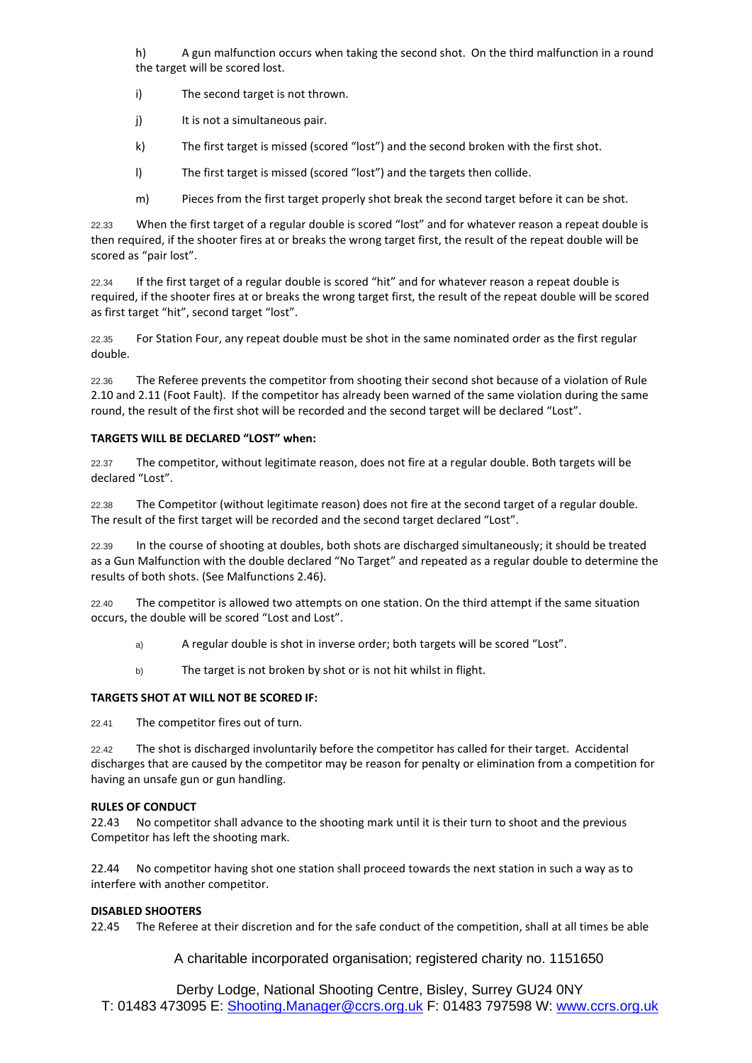h) A gun malfunction occurs when taking the second shot. On the third malfunction in a round the target will be scored lost.

i) The second target is not thrown.

j) It is not a simultaneous pair.

k) The first target is missed (scored "lost") and the second broken with the first shot.

l) The first target is missed (scored "lost") and the targets then collide.

m) Pieces from the first target properly shot break the second target before it can be shot.

22.33 When the first target of a regular double is scored "lost" and for whatever reason a repeat double is then required, if the shooter fires at or breaks the wrong target first, the result of the repeat double will be scored as "pair lost".

22.34 If the first target of a regular double is scored "hit" and for whatever reason a repeat double is required, if the shooter fires at or breaks the wrong target first, the result of the repeat double will be scored as first target "hit", second target "lost".

22.35 For Station Four, any repeat double must be shot in the same nominated order as the first regular double.

22.36 The Referee prevents the competitor from shooting their second shot because of a violation of Rule 2.10 and 2.11 (Foot Fault). If the competitor has already been warned of the same violation during the same round, the result of the first shot will be recorded and the second target will be declared "Lost".

**TARGETS WILL BE DECLARED "LOST" when:**

22.37 The competitor, without legitimate reason, does not fire at a regular double. Both targets will be declared "Lost".

22.38 The Competitor (without legitimate reason) does not fire at the second target of a regular double. The result of the first target will be recorded and the second target declared "Lost".

22.39 In the course of shooting at doubles, both shots are discharged simultaneously; it should be treated as a Gun Malfunction with the double declared "No Target" and repeated as a regular double to determine the results of both shots. (See Malfunctions 2.46).

22.40 The competitor is allowed two attempts on one station. On the third attempt if the same situation occurs, the double will be scored "Lost and Lost".

a) A regular double is shot in inverse order; both targets will be scored "Lost".

b) The target is not broken by shot or is not hit whilst in flight.

**TARGETS SHOT AT WILL NOT BE SCORED IF:**

22.41 The competitor fires out of turn.

22.42 The shot is discharged involuntarily before the competitor has called for their target. Accidental discharges that are caused by the competitor may be reason for penalty or elimination from a competition for having an unsafe gun or gun handling.

**RULES OF CONDUCT**

22.43 No competitor shall advance to the shooting mark until it is their turn to shoot and the previous Competitor has left the shooting mark.

22.44 No competitor having shot one station shall proceed towards the next station in such a way as to interfere with another competitor.

**DISABLED SHOOTERS**

22.45 The Referee at their discretion and for the safe conduct of the competition, shall at all times be able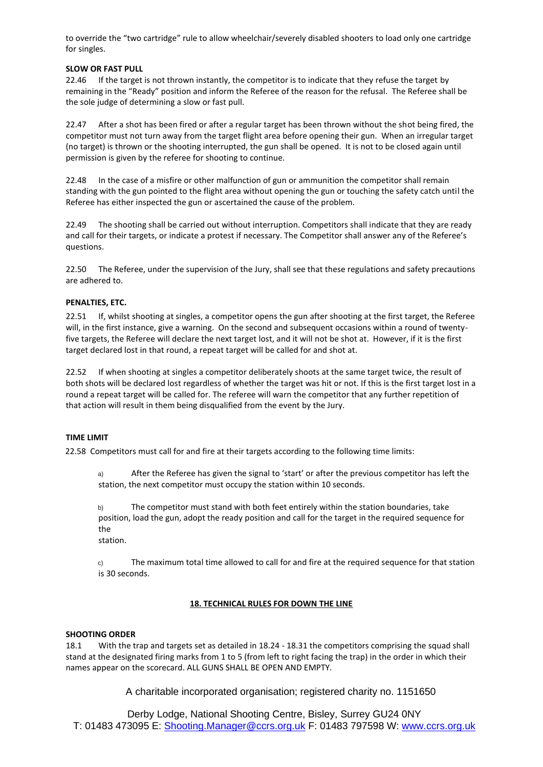to override the "two cartridge" rule to allow wheelchair/severely disabled shooters to load only one cartridge for singles.

**SLOW OR FAST PULL**

22.46 If the target is not thrown instantly, the competitor is to indicate that they refuse the target by remaining in the "Ready" position and inform the Referee of the reason for the refusal. The Referee shall be the sole judge of determining a slow or fast pull.

22.47 After a shot has been fired or after a regular target has been thrown without the shot being fired, the competitor must not turn away from the target flight area before opening their gun. When an irregular target (no target) is thrown or the shooting interrupted, the gun shall be opened. It is not to be closed again until permission is given by the referee for shooting to continue.

22.48 In the case of a misfire or other malfunction of gun or ammunition the competitor shall remain standing with the gun pointed to the flight area without opening the gun or touching the safety catch until the Referee has either inspected the gun or ascertained the cause of the problem.

22.49 The shooting shall be carried out without interruption. Competitors shall indicate that they are ready and call for their targets, or indicate a protest if necessary. The Competitor shall answer any of the Referee's questions.

22.50 The Referee, under the supervision of the Jury, shall see that these regulations and safety precautions are adhered to.

**PENALTIES, ETC.**

22.51 If, whilst shooting at singles, a competitor opens the gun after shooting at the first target, the Referee will, in the first instance, give a warning. On the second and subsequent occasions within a round of twenty-five targets, the Referee will declare the next target lost, and it will not be shot at. However, if it is the first target declared lost in that round, a repeat target will be called for and shot at.

22.52 If when shooting at singles a competitor deliberately shoots at the same target twice, the result of both shots will be declared lost regardless of whether the target was hit or not. If this is the first target lost in a round a repeat target will be called for. The referee will warn the competitor that any further repetition of that action will result in them being disqualified from the event by the Jury.

**TIME LIMIT**

22.58 Competitors must call for and fire at their targets according to the following time limits:

a) After the Referee has given the signal to 'start' or after the previous competitor has left the station, the next competitor must occupy the station within 10 seconds.

b) The competitor must stand with both feet entirely within the station boundaries, take position, load the gun, adopt the ready position and call for the target in the required sequence for the station.

c) The maximum total time allowed to call for and fire at the required sequence for that station is 30 seconds.

## 18. TECHNICAL RULES FOR DOWN THE LINE

**SHOOTING ORDER**

18.1 With the trap and targets set as detailed in 18.24 - 18.31 the competitors comprising the squad shall stand at the designated firing marks from 1 to 5 (from left to right facing the trap) in the order in which their names appear on the scorecard. ALL GUNS SHALL BE OPEN AND EMPTY.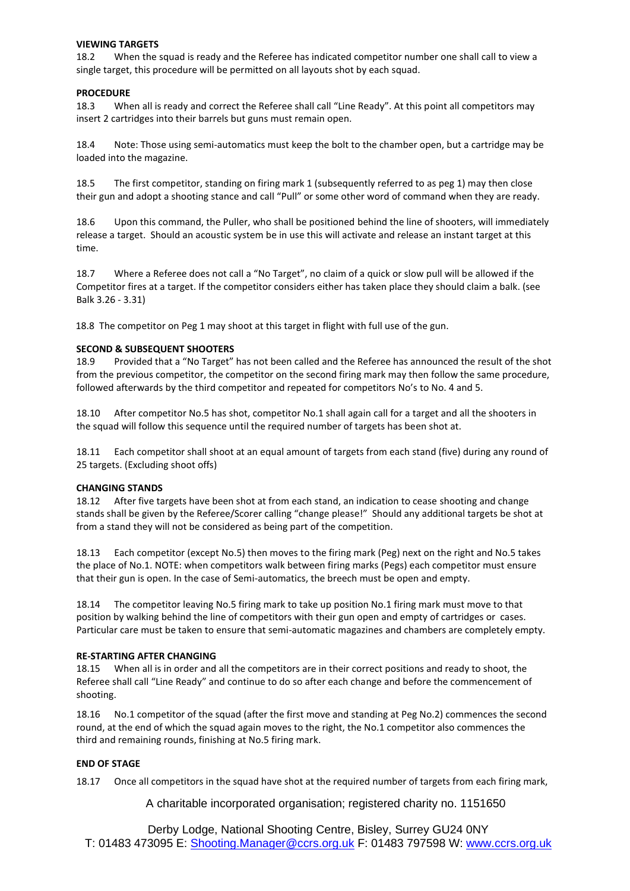**VIEWING TARGETS**

18.2 When the squad is ready and the Referee has indicated competitor number one shall call to view a single target, this procedure will be permitted on all layouts shot by each squad.

**PROCEDURE**

18.3 When all is ready and correct the Referee shall call "Line Ready". At this point all competitors may insert 2 cartridges into their barrels but guns must remain open.

18.4 Note: Those using semi-automatics must keep the bolt to the chamber open, but a cartridge may be loaded into the magazine.

18.5 The first competitor, standing on firing mark 1 (subsequently referred to as peg 1) may then close their gun and adopt a shooting stance and call "Pull" or some other word of command when they are ready.

18.6 Upon this command, the Puller, who shall be positioned behind the line of shooters, will immediately release a target. Should an acoustic system be in use this will activate and release an instant target at this time.

18.7 Where a Referee does not call a "No Target", no claim of a quick or slow pull will be allowed if the Competitor fires at a target. If the competitor considers either has taken place they should claim a balk. (see Balk 3.26 - 3.31)

18.8 The competitor on Peg 1 may shoot at this target in flight with full use of the gun.

**SECOND & SUBSEQUENT SHOOTERS**

18.9 Provided that a "No Target" has not been called and the Referee has announced the result of the shot from the previous competitor, the competitor on the second firing mark may then follow the same procedure, followed afterwards by the third competitor and repeated for competitors No's to No. 4 and 5.

18.10 After competitor No.5 has shot, competitor No.1 shall again call for a target and all the shooters in the squad will follow this sequence until the required number of targets has been shot at.

18.11 Each competitor shall shoot at an equal amount of targets from each stand (five) during any round of 25 targets. (Excluding shoot offs)

**CHANGING STANDS**

18.12 After five targets have been shot at from each stand, an indication to cease shooting and change stands shall be given by the Referee/Scorer calling "change please!" Should any additional targets be shot at from a stand they will not be considered as being part of the competition.

18.13 Each competitor (except No.5) then moves to the firing mark (Peg) next on the right and No.5 takes the place of No.1. NOTE: when competitors walk between firing marks (Pegs) each competitor must ensure that their gun is open. In the case of Semi-automatics, the breech must be open and empty.

18.14 The competitor leaving No.5 firing mark to take up position No.1 firing mark must move to that position by walking behind the line of competitors with their gun open and empty of cartridges or cases. Particular care must be taken to ensure that semi-automatic magazines and chambers are completely empty.

**RE-STARTING AFTER CHANGING**

18.15 When all is in order and all the competitors are in their correct positions and ready to shoot, the Referee shall call "Line Ready" and continue to do so after each change and before the commencement of shooting.

18.16 No.1 competitor of the squad (after the first move and standing at Peg No.2) commences the second round, at the end of which the squad again moves to the right, the No.1 competitor also commences the third and remaining rounds, finishing at No.5 firing mark.

**END OF STAGE**

18.17 Once all competitors in the squad have shot at the required number of targets from each firing mark,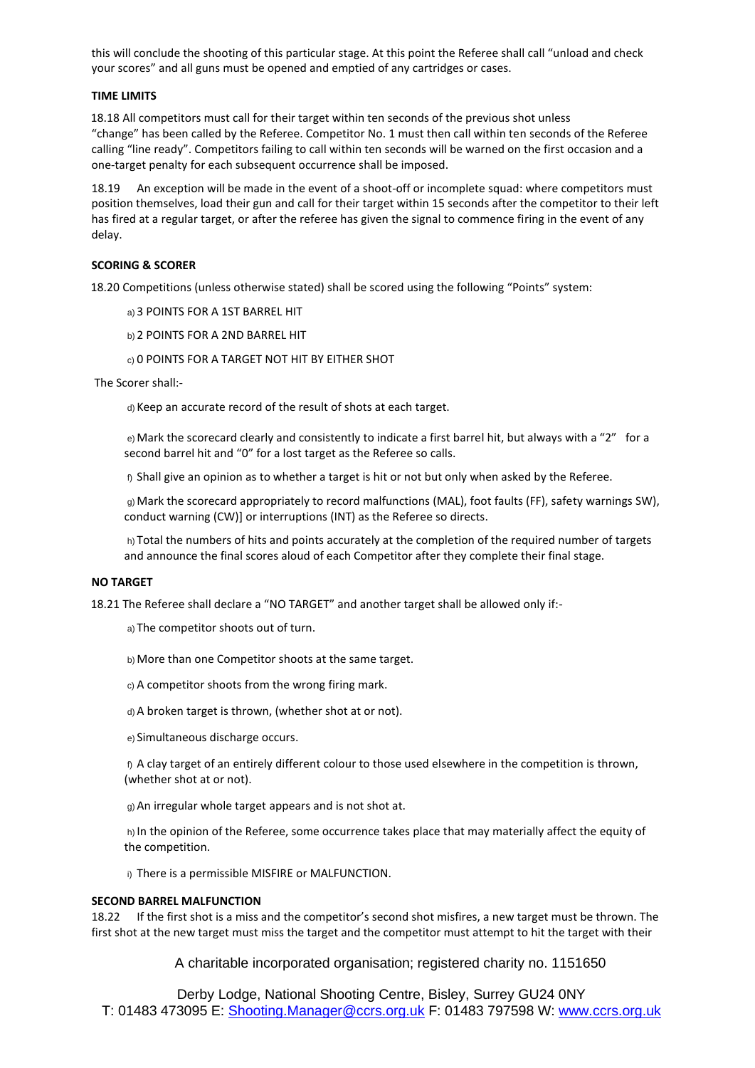this will conclude the shooting of this particular stage. At this point the Referee shall call "unload and check your scores" and all guns must be opened and emptied of any cartridges or cases.

**TIME LIMITS**

18.18 All competitors must call for their target within ten seconds of the previous shot unless "change" has been called by the Referee. Competitor No. 1 must then call within ten seconds of the Referee calling "line ready". Competitors failing to call within ten seconds will be warned on the first occasion and a one-target penalty for each subsequent occurrence shall be imposed.

18.19 An exception will be made in the event of a shoot-off or incomplete squad: where competitors must position themselves, load their gun and call for their target within 15 seconds after the competitor to their left has fired at a regular target, or after the referee has given the signal to commence firing in the event of any delay.

**SCORING & SCORER**

18.20 Competitions (unless otherwise stated) shall be scored using the following "Points" system:

a) 3 POINTS FOR A 1ST BARREL HIT

b) 2 POINTS FOR A 2ND BARREL HIT

c) 0 POINTS FOR A TARGET NOT HIT BY EITHER SHOT

The Scorer shall:-

d) Keep an accurate record of the result of shots at each target.

e) Mark the scorecard clearly and consistently to indicate a first barrel hit, but always with a "2" for a second barrel hit and "0" for a lost target as the Referee so calls.

f) Shall give an opinion as to whether a target is hit or not but only when asked by the Referee.

g) Mark the scorecard appropriately to record malfunctions (MAL), foot faults (FF), safety warnings SW), conduct warning (CW)] or interruptions (INT) as the Referee so directs.

h) Total the numbers of hits and points accurately at the completion of the required number of targets and announce the final scores aloud of each Competitor after they complete their final stage.

**NO TARGET**

18.21 The Referee shall declare a "NO TARGET" and another target shall be allowed only if:-

a) The competitor shoots out of turn.

b) More than one Competitor shoots at the same target.

c) A competitor shoots from the wrong firing mark.

d) A broken target is thrown, (whether shot at or not).

e) Simultaneous discharge occurs.

f) A clay target of an entirely different colour to those used elsewhere in the competition is thrown, (whether shot at or not).

g) An irregular whole target appears and is not shot at.

h) In the opinion of the Referee, some occurrence takes place that may materially affect the equity of the competition.

i) There is a permissible MISFIRE or MALFUNCTION.

**SECOND BARREL MALFUNCTION**

18.22 If the first shot is a miss and the competitor's second shot misfires, a new target must be thrown. The first shot at the new target must miss the target and the competitor must attempt to hit the target with their

A charitable incorporated organisation; registered charity no. 1151650

Derby Lodge, National Shooting Centre, Bisley, Surrey GU24 0NY
T: 01483 473095 E: Shooting.Manager@ccrs.org.uk F: 01483 797598 W: www.ccrs.org.uk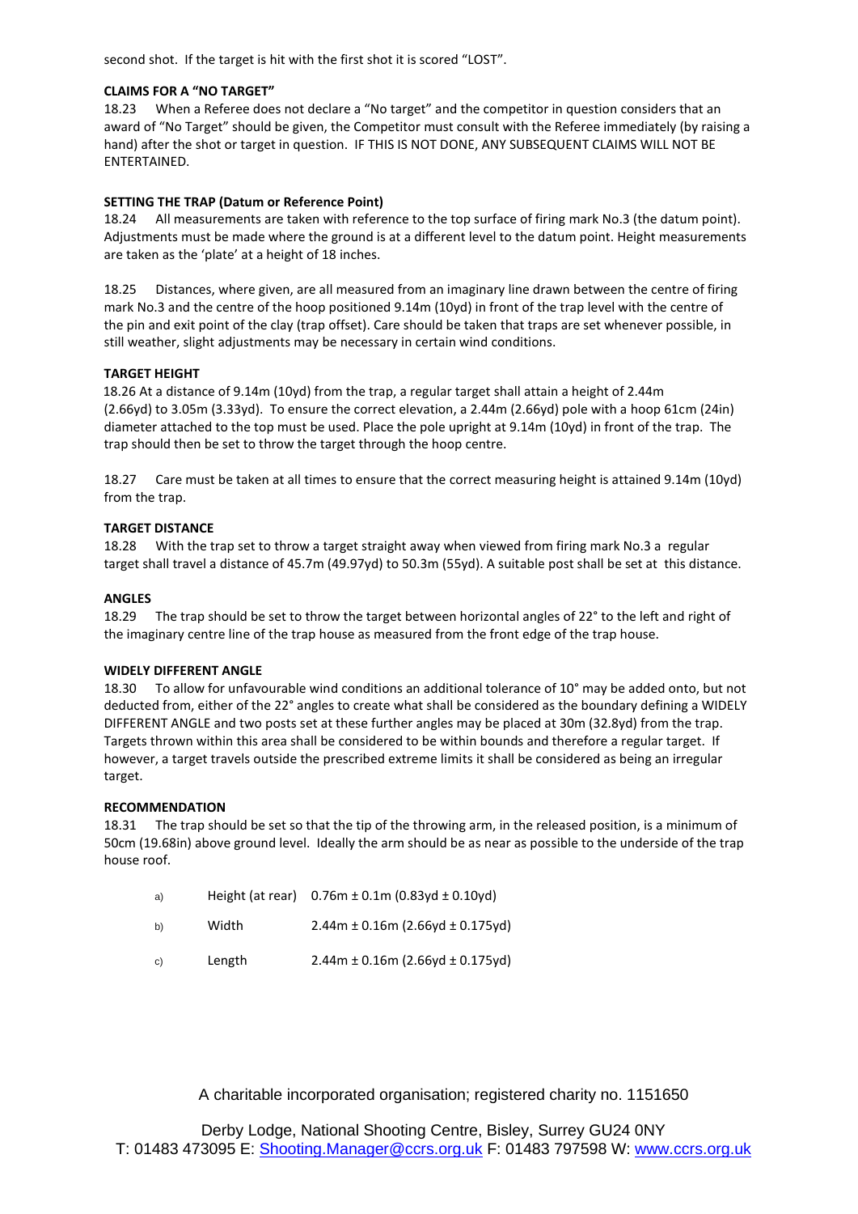second shot. If the target is hit with the first shot it is scored "LOST".

**CLAIMS FOR A "NO TARGET"**

18.23 When a Referee does not declare a "No target" and the competitor in question considers that an award of "No Target" should be given, the Competitor must consult with the Referee immediately (by raising a hand) after the shot or target in question. IF THIS IS NOT DONE, ANY SUBSEQUENT CLAIMS WILL NOT BE ENTERTAINED.

**SETTING THE TRAP (Datum or Reference Point)**

18.24 All measurements are taken with reference to the top surface of firing mark No.3 (the datum point). Adjustments must be made where the ground is at a different level to the datum point. Height measurements are taken as the 'plate' at a height of 18 inches.

18.25 Distances, where given, are all measured from an imaginary line drawn between the centre of firing mark No.3 and the centre of the hoop positioned 9.14m (10yd) in front of the trap level with the centre of the pin and exit point of the clay (trap offset). Care should be taken that traps are set whenever possible, in still weather, slight adjustments may be necessary in certain wind conditions.

**TARGET HEIGHT**

18.26 At a distance of 9.14m (10yd) from the trap, a regular target shall attain a height of 2.44m (2.66yd) to 3.05m (3.33yd). To ensure the correct elevation, a 2.44m (2.66yd) pole with a hoop 61cm (24in) diameter attached to the top must be used. Place the pole upright at 9.14m (10yd) in front of the trap. The trap should then be set to throw the target through the hoop centre.

18.27 Care must be taken at all times to ensure that the correct measuring height is attained 9.14m (10yd) from the trap.

**TARGET DISTANCE**

18.28 With the trap set to throw a target straight away when viewed from firing mark No.3 a regular target shall travel a distance of 45.7m (49.97yd) to 50.3m (55yd). A suitable post shall be set at this distance.

**ANGLES**

18.29 The trap should be set to throw the target between horizontal angles of 22° to the left and right of the imaginary centre line of the trap house as measured from the front edge of the trap house.

**WIDELY DIFFERENT ANGLE**

18.30 To allow for unfavourable wind conditions an additional tolerance of 10° may be added onto, but not deducted from, either of the 22° angles to create what shall be considered as the boundary defining a WIDELY DIFFERENT ANGLE and two posts set at these further angles may be placed at 30m (32.8yd) from the trap. Targets thrown within this area shall be considered to be within bounds and therefore a regular target. If however, a target travels outside the prescribed extreme limits it shall be considered as being an irregular target.

**RECOMMENDATION**

18.31 The trap should be set so that the tip of the throwing arm, in the released position, is a minimum of 50cm (19.68in) above ground level. Ideally the arm should be as near as possible to the underside of the trap house roof.

a) Height (at rear) 0.76m ± 0.1m (0.83yd ± 0.10yd)

b) Width 2.44m ± 0.16m (2.66yd ± 0.175yd)

c) Length 2.44m ± 0.16m (2.66yd ± 0.175yd)

A charitable incorporated organisation; registered charity no. 1151650

Derby Lodge, National Shooting Centre, Bisley, Surrey GU24 0NY
T: 01483 473095 E: Shooting.Manager@ccrs.org.uk F: 01483 797598 W: www.ccrs.org.uk